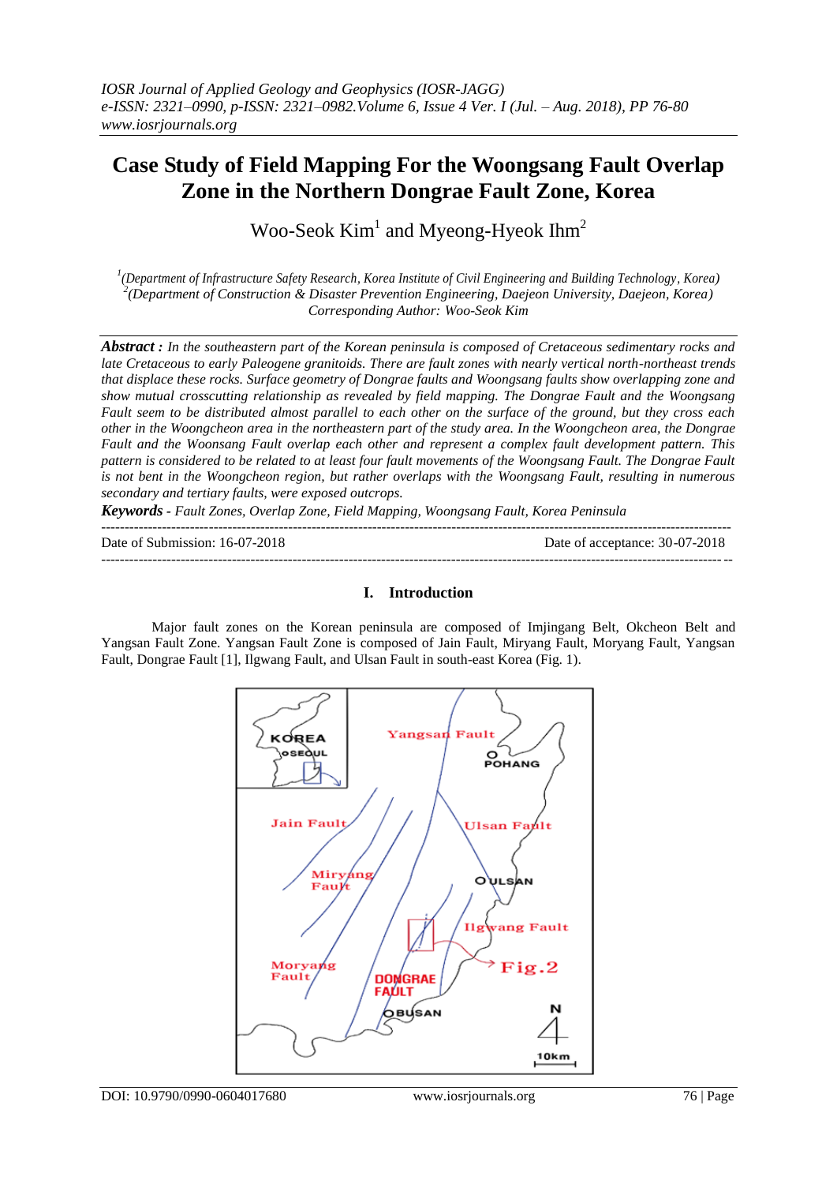# Case Study of Field Mapping For the Woongsang Fault Overlap Zone in the Northern Dongrae Fault Zone, Korea

Woo-Seok Kim[1] and Myeong-Hyeok Ihm[2]

*[1](Department of Infrastructure Safety Research, Korea Institute of Civil Engineering and Building Technology, Korea)*
*[2](Department of Construction & Disaster Prevention Engineering, Daejeon University, Daejeon, Korea)*
*Corresponding Author: Woo-Seok Kim*

***Abstract :*** *In the southeastern part of the Korean peninsula is composed of Cretaceous sedimentary rocks and late Cretaceous to early Paleogene granitoids. There are fault zones with nearly vertical north-northeast trends that displace these rocks. Surface geometry of Dongrae faults and Woongsang faults show overlapping zone and show mutual crosscutting relationship as revealed by field mapping. The Dongrae Fault and the Woongsang Fault seem to be distributed almost parallel to each other on the surface of the ground, but they cross each other in the Woongcheon area in the northeastern part of the study area. In the Woongcheon area, the Dongrae Fault and the Woonsang Fault overlap each other and represent a complex fault development pattern. This pattern is considered to be related to at least four fault movements of the Woongsang Fault. The Dongrae Fault is not bent in the Woongcheon region, but rather overlaps with the Woongsang Fault, resulting in numerous secondary and tertiary faults, were exposed outcrops.*

***Keywords -*** *Fault Zones, Overlap Zone, Field Mapping, Woongsang Fault, Korea Peninsula*

Date of Submission: 16-07-2018 Date of acceptance: 30-07-2018

## I. Introduction

Major fault zones on the Korean peninsula are composed of Imjingang Belt, Okcheon Belt and Yangsan Fault Zone. Yangsan Fault Zone is composed of Jain Fault, Miryang Fault, Moryang Fault, Yangsan Fault, Dongrae Fault [1], Ilgwang Fault, and Ulsan Fault in south-east Korea (Fig. 1).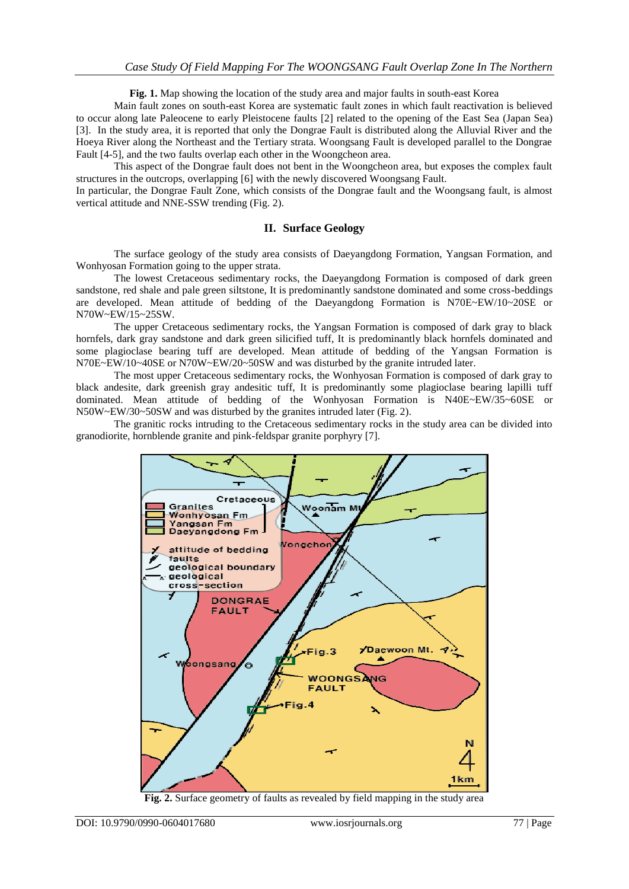**Fig. 1.** Map showing the location of the study area and major faults in south-east Korea

Main fault zones on south-east Korea are systematic fault zones in which fault reactivation is believed to occur along late Paleocene to early Pleistocene faults [2] related to the opening of the East Sea (Japan Sea) [3]. In the study area, it is reported that only the Dongrae Fault is distributed along the Alluvial River and the Hoeya River along the Northeast and the Tertiary strata. Woongsang Fault is developed parallel to the Dongrae Fault [4-5], and the two faults overlap each other in the Woongcheon area.

This aspect of the Dongrae fault does not bent in the Woongcheon area, but exposes the complex fault structures in the outcrops, overlapping [6] with the newly discovered Woongsang Fault.

In particular, the Dongrae Fault Zone, which consists of the Dongrae fault and the Woongsang fault, is almost vertical attitude and NNE-SSW trending (Fig. 2).

## II. Surface Geology

The surface geology of the study area consists of Daeyangdong Formation, Yangsan Formation, and Wonhyosan Formation going to the upper strata.

The lowest Cretaceous sedimentary rocks, the Daeyangdong Formation is composed of dark green sandstone, red shale and pale green siltstone, It is predominantly sandstone dominated and some cross-beddings are developed. Mean attitude of bedding of the Daeyangdong Formation is N70E~EW/10~20SE or N70W~EW/15~25SW.

The upper Cretaceous sedimentary rocks, the Yangsan Formation is composed of dark gray to black hornfels, dark gray sandstone and dark green silicified tuff, It is predominantly black hornfels dominated and some plagioclase bearing tuff are developed. Mean attitude of bedding of the Yangsan Formation is N70E~EW/10~40SE or N70W~EW/20~50SW and was disturbed by the granite intruded later.

The most upper Cretaceous sedimentary rocks, the Wonhyosan Formation is composed of dark gray to black andesite, dark greenish gray andesitic tuff, It is predominantly some plagioclase bearing lapilli tuff dominated. Mean attitude of bedding of the Wonhyosan Formation is N40E~EW/35~60SE or N50W~EW/30~50SW and was disturbed by the granites intruded later (Fig. 2).

The granitic rocks intruding to the Cretaceous sedimentary rocks in the study area can be divided into granodiorite, hornblende granite and pink-feldspar granite porphyry [7].

**Fig. 2.** Surface geometry of faults as revealed by field mapping in the study area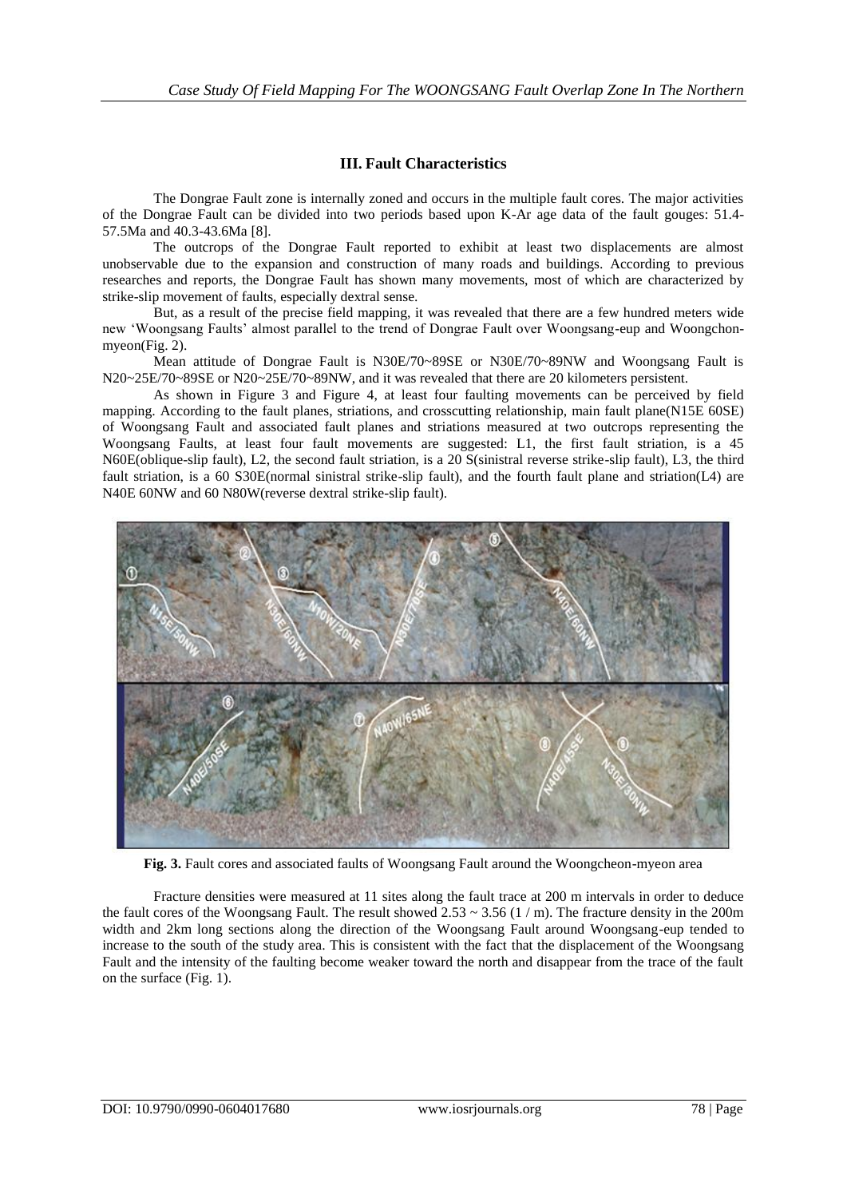## III. Fault Characteristics

The Dongrae Fault zone is internally zoned and occurs in the multiple fault cores. The major activities of the Dongrae Fault can be divided into two periods based upon K-Ar age data of the fault gouges: 51.4-57.5Ma and 40.3-43.6Ma [8].

The outcrops of the Dongrae Fault reported to exhibit at least two displacements are almost unobservable due to the expansion and construction of many roads and buildings. According to previous researches and reports, the Dongrae Fault has shown many movements, most of which are characterized by strike-slip movement of faults, especially dextral sense.

But, as a result of the precise field mapping, it was revealed that there are a few hundred meters wide new 'Woongsang Faults' almost parallel to the trend of Dongrae Fault over Woongsang-eup and Woongchon-myeon(Fig. 2).

Mean attitude of Dongrae Fault is N30E/70~89SE or N30E/70~89NW and Woongsang Fault is N20~25E/70~89SE or N20~25E/70~89NW, and it was revealed that there are 20 kilometers persistent.

As shown in Figure 3 and Figure 4, at least four faulting movements can be perceived by field mapping. According to the fault planes, striations, and crosscutting relationship, main fault plane(N15E 60SE) of Woongsang Fault and associated fault planes and striations measured at two outcrops representing the Woongsang Faults, at least four fault movements are suggested: L1, the first fault striation, is a 45 N60E(oblique-slip fault), L2, the second fault striation, is a 20 S(sinistral reverse strike-slip fault), L3, the third fault striation, is a 60 S30E(normal sinistral strike-slip fault), and the fourth fault plane and striation(L4) are N40E 60NW and 60 N80W(reverse dextral strike-slip fault).

**Fig. 3.** Fault cores and associated faults of Woongsang Fault around the Woongcheon-myeon area

Fracture densities were measured at 11 sites along the fault trace at 200 m intervals in order to deduce the fault cores of the Woongsang Fault. The result showed 2.53 ~ 3.56 (1 / m). The fracture density in the 200m width and 2km long sections along the direction of the Woongsang Fault around Woongsang-eup tended to increase to the south of the study area. This is consistent with the fact that the displacement of the Woongsang Fault and the intensity of the faulting become weaker toward the north and disappear from the trace of the fault on the surface (Fig. 1).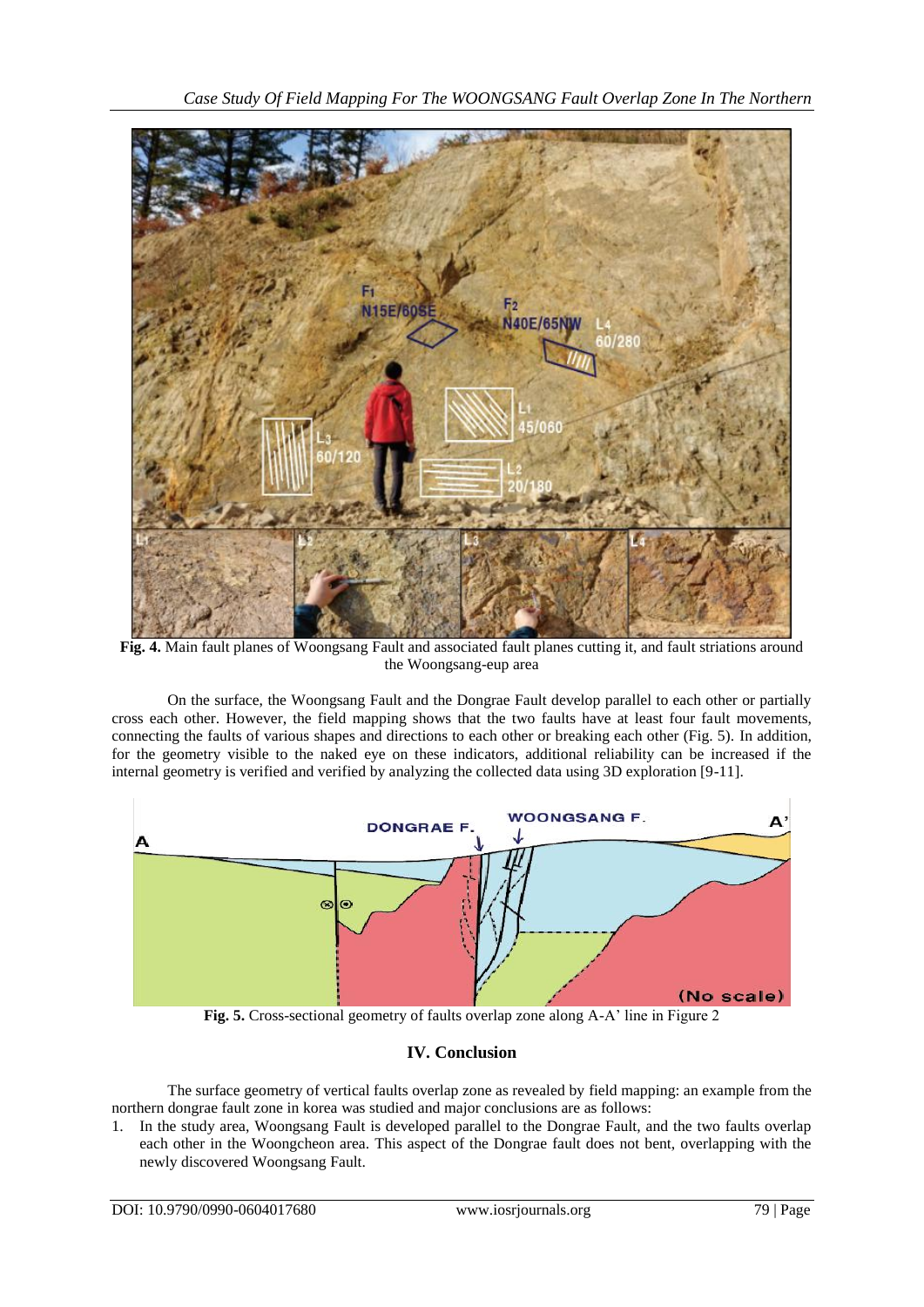**Fig. 4.** Main fault planes of Woongsang Fault and associated fault planes cutting it, and fault striations around the Woongsang-eup area

On the surface, the Woongsang Fault and the Dongrae Fault develop parallel to each other or partially cross each other. However, the field mapping shows that the two faults have at least four fault movements, connecting the faults of various shapes and directions to each other or breaking each other (Fig. 5). In addition, for the geometry visible to the naked eye on these indicators, additional reliability can be increased if the internal geometry is verified and verified by analyzing the collected data using 3D exploration [9-11].

**Fig. 5.** Cross-sectional geometry of faults overlap zone along A-A' line in Figure 2

## IV. Conclusion

The surface geometry of vertical faults overlap zone as revealed by field mapping: an example from the northern dongrae fault zone in korea was studied and major conclusions are as follows:

1. In the study area, Woongsang Fault is developed parallel to the Dongrae Fault, and the two faults overlap each other in the Woongcheon area. This aspect of the Dongrae fault does not bent, overlapping with the newly discovered Woongsang Fault.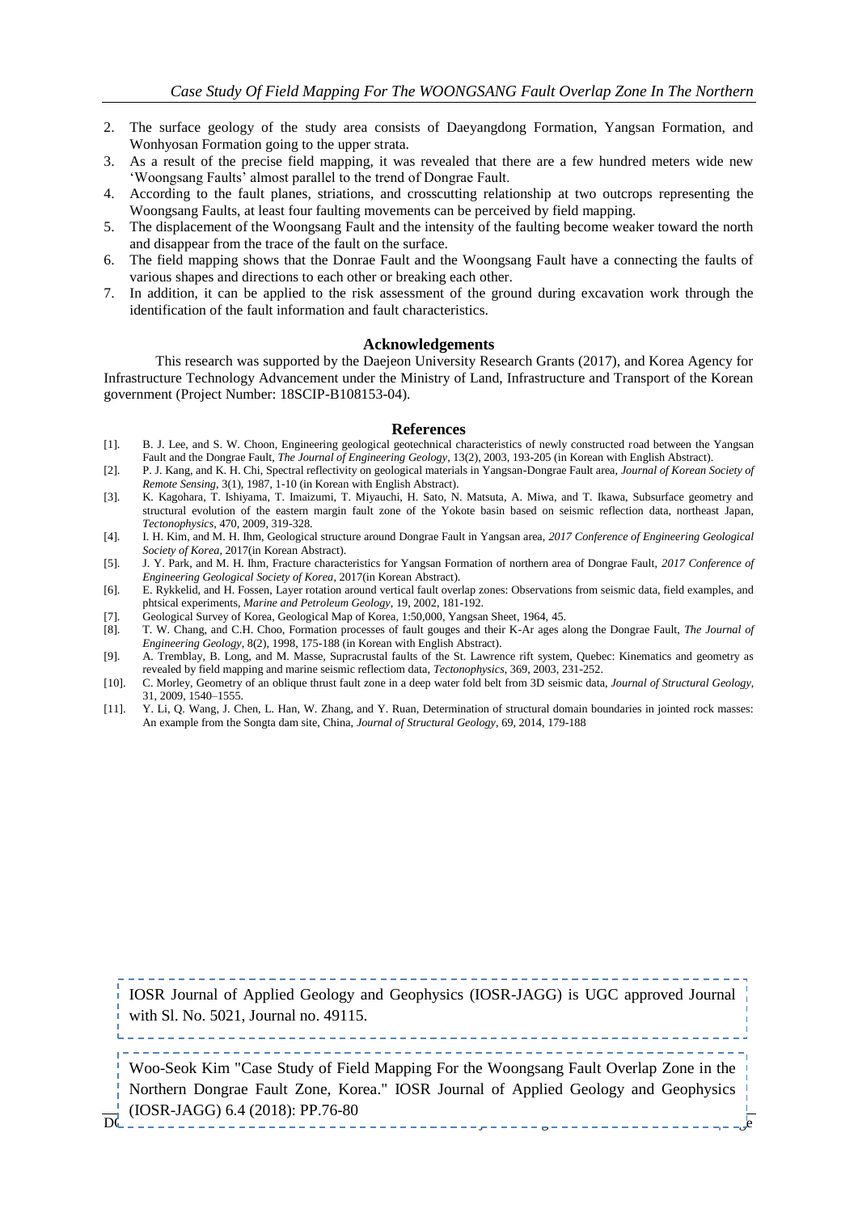2. The surface geology of the study area consists of Daeyangdong Formation, Yangsan Formation, and Wonhyosan Formation going to the upper strata.
3. As a result of the precise field mapping, it was revealed that there are a few hundred meters wide new 'Woongsang Faults' almost parallel to the trend of Dongrae Fault.
4. According to the fault planes, striations, and crosscutting relationship at two outcrops representing the Woongsang Faults, at least four faulting movements can be perceived by field mapping.
5. The displacement of the Woongsang Fault and the intensity of the faulting become weaker toward the north and disappear from the trace of the fault on the surface.
6. The field mapping shows that the Donrae Fault and the Woongsang Fault have a connecting the faults of various shapes and directions to each other or breaking each other.
7. In addition, it can be applied to the risk assessment of the ground during excavation work through the identification of the fault information and fault characteristics.

## Acknowledgements

This research was supported by the Daejeon University Research Grants (2017), and Korea Agency for Infrastructure Technology Advancement under the Ministry of Land, Infrastructure and Transport of the Korean government (Project Number: 18SCIP-B108153-04).

## References

[1]. B. J. Lee, and S. W. Choon, Engineering geological geotechnical characteristics of newly constructed road between the Yangsan Fault and the Dongrae Fault, *The Journal of Engineering Geology*, 13(2), 2003, 193-205 (in Korean with English Abstract).

[2]. P. J. Kang, and K. H. Chi, Spectral reflectivity on geological materials in Yangsan-Dongrae Fault area, *Journal of Korean Society of Remote Sensing*, 3(1), 1987, 1-10 (in Korean with English Abstract).

[3]. K. Kagohara, T. Ishiyama, T. Imaizumi, T. Miyauchi, H. Sato, N. Matsuta, A. Miwa, and T. Ikawa, Subsurface geometry and structural evolution of the eastern margin fault zone of the Yokote basin based on seismic reflection data, northeast Japan, *Tectonophysics*, 470, 2009, 319-328.

[4]. I. H. Kim, and M. H. Ihm, Geological structure around Dongrae Fault in Yangsan area, *2017 Conference of Engineering Geological Society of Korea*, 2017(in Korean Abstract).

[5]. J. Y. Park, and M. H. Ihm, Fracture characteristics for Yangsan Formation of northern area of Dongrae Fault, *2017 Conference of Engineering Geological Society of Korea*, 2017(in Korean Abstract).

[6]. E. Rykkelid, and H. Fossen, Layer rotation around vertical fault overlap zones: Observations from seismic data, field examples, and phtsical experiments, *Marine and Petroleum Geology*, 19, 2002, 181-192.

[7]. Geological Survey of Korea, Geological Map of Korea, 1:50,000, Yangsan Sheet, 1964, 45.

[8]. T. W. Chang, and C.H. Choo, Formation processes of fault gouges and their K-Ar ages along the Dongrae Fault, *The Journal of Engineering Geology*, 8(2), 1998, 175-188 (in Korean with English Abstract).

[9]. A. Tremblay, B. Long, and M. Masse, Supracrustal faults of the St. Lawrence rift system, Quebec: Kinematics and geometry as revealed by field mapping and marine seismic reflectiom data, *Tectonophysics*, 369, 2003, 231-252.

[10]. C. Morley, Geometry of an oblique thrust fault zone in a deep water fold belt from 3D seismic data, *Journal of Structural Geology*, 31, 2009, 1540–1555.

[11]. Y. Li, Q. Wang, J. Chen, L. Han, W. Zhang, and Y. Ruan, Determination of structural domain boundaries in jointed rock masses: An example from the Songta dam site, China, *Journal of Structural Geology*, 69, 2014, 179-188

IOSR Journal of Applied Geology and Geophysics (IOSR-JAGG) is UGC approved Journal with Sl. No. 5021, Journal no. 49115.

Woo-Seok Kim "Case Study of Field Mapping For the Woongsang Fault Overlap Zone in the Northern Dongrae Fault Zone, Korea." IOSR Journal of Applied Geology and Geophysics (IOSR-JAGG) 6.4 (2018): PP.76-80